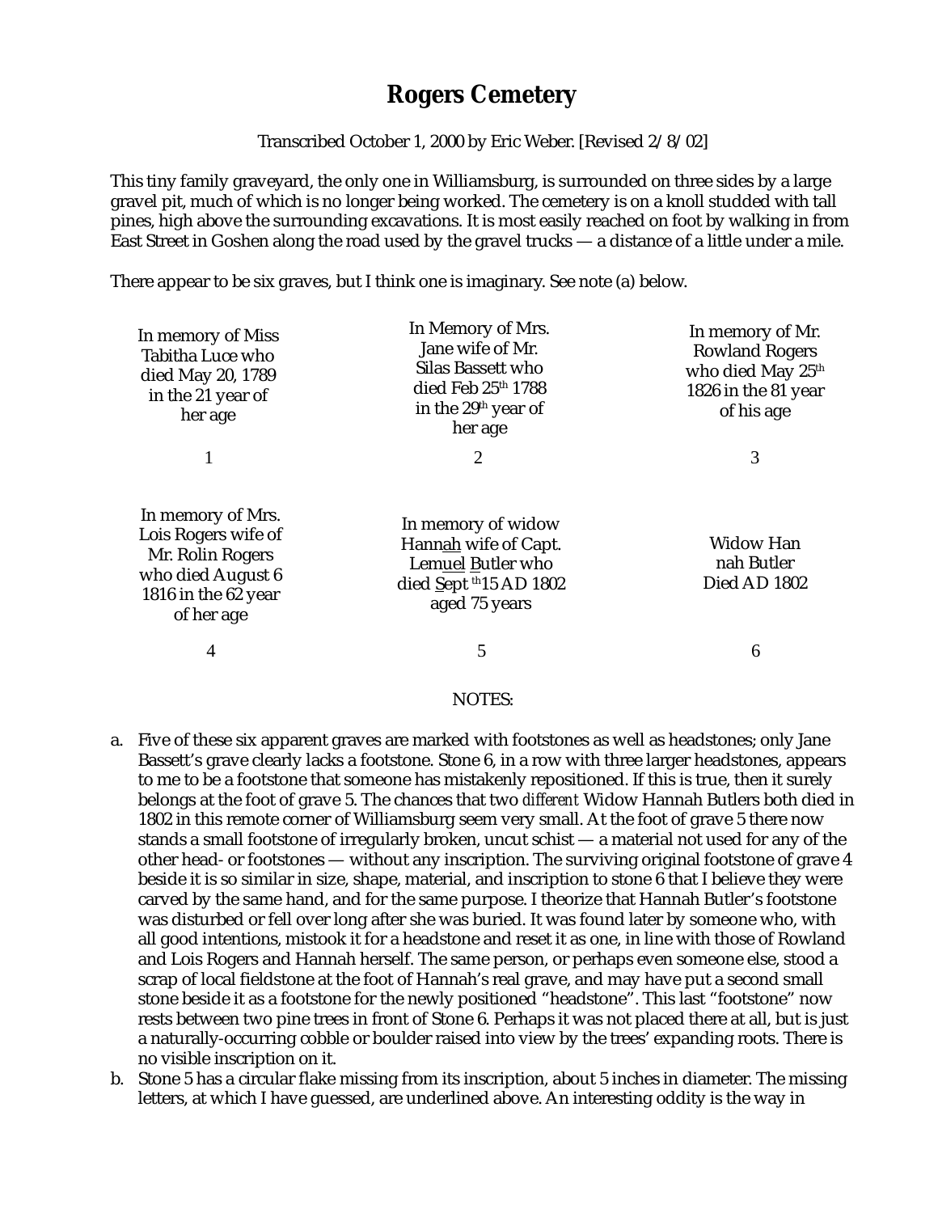# Rogers Cemetery

Transcribed October 1, 2000 by Eric Weber. [Revised 2/8/02]

This tiny family graveyard, the only one in Williamsburg, is surrounded on three sides by a large gravel pit, much of which is no longer being worked. The cemetery is on a knoll studded with tall pines, high above the surrounding excavations. It is most easily reached on foot by walking in from East Street in Goshen along the road used by the gravel trucks — a distance of a little under a mile.

There appear to be six graves, but I think one is imaginary. See note (a) below.

| | | |
|---|---|---|
| In memory of Miss Tabitha Luce who died May 20, 1789 in the 21 year of her age | In Memory of Mrs. Jane wife of Mr. Silas Bassett who died Feb 25th 1788 in the 29th year of her age | In memory of Mr. Rowland Rogers who died May 25th 1826 in the 81 year of his age |
| 1 | 2 | 3 |
| In memory of Mrs. Lois Rogers wife of Mr. Rolin Rogers who died August 6 1816 in the 62 year of her age | In memory of widow Hann<u>ah</u> wife of Capt. Lem<u>uel</u> <u>B</u>utler who died <u>S</u>ept th15 AD 1802 aged 75 years | Widow Han nah Butler Died AD 1802 |
| 4 | 5 | 6 |

NOTES:

a. Five of these six apparent graves are marked with footstones as well as headstones; only Jane Bassett's grave clearly lacks a footstone. Stone 6, in a row with three larger headstones, appears to me to be a footstone that someone has mistakenly repositioned. If this is true, then it surely belongs at the foot of grave 5. The chances that two *different* Widow Hannah Butlers both died in 1802 in this remote corner of Williamsburg seem very small. At the foot of grave 5 there now stands a small footstone of irregularly broken, uncut schist — a material not used for any of the other head- or footstones — without any inscription. The surviving original footstone of grave 4 beside it is so similar in size, shape, material, and inscription to stone 6 that I believe they were carved by the same hand, and for the same purpose. I theorize that Hannah Butler's footstone was disturbed or fell over long after she was buried. It was found later by someone who, with all good intentions, mistook it for a headstone and reset it as one, in line with those of Rowland and Lois Rogers and Hannah herself. The same person, or perhaps even someone else, stood a scrap of local fieldstone at the foot of Hannah's real grave, and may have put a second small stone beside it as a footstone for the newly positioned "headstone". This last "footstone" now rests between two pine trees in front of Stone 6. Perhaps it was not placed there at all, but is just a naturally-occurring cobble or boulder raised into view by the trees' expanding roots. There is no visible inscription on it.

b. Stone 5 has a circular flake missing from its inscription, about 5 inches in diameter. The missing letters, at which I have guessed, are underlined above. An interesting oddity is the way in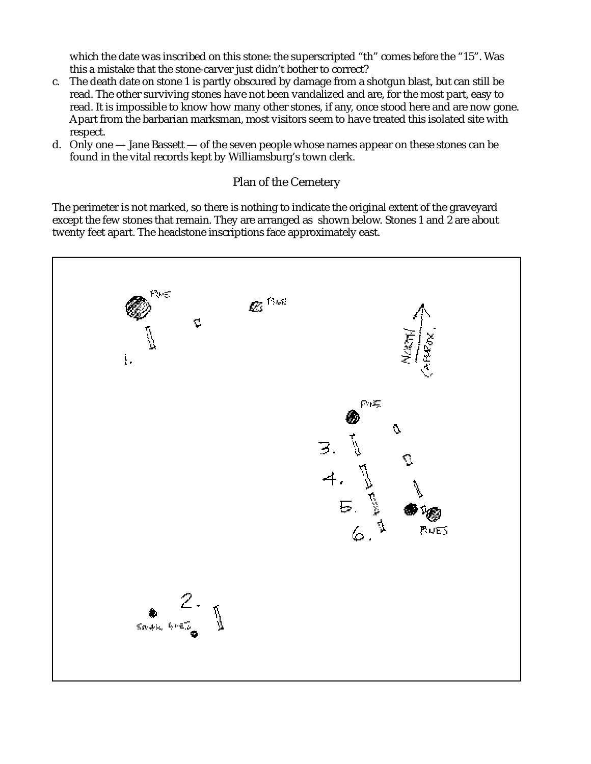which the date was inscribed on this stone: the superscripted "th" comes *before* the "15". Was this a mistake that the stone-carver just didn't bother to correct?

c. The death date on stone 1 is partly obscured by damage from a shotgun blast, but can still be read. The other surviving stones have not been vandalized and are, for the most part, easy to read. It is impossible to know how many other stones, if any, once stood here and are now gone. Apart from the barbarian marksman, most visitors seem to have treated this isolated site with respect.

d. Only one — Jane Bassett — of the seven people whose names appear on these stones can be found in the vital records kept by Williamsburg's town clerk.

## Plan of the Cemetery

The perimeter is not marked, so there is nothing to indicate the original extent of the graveyard except the few stones that remain. They are arranged as shown below. Stones 1 and 2 are about twenty feet apart. The headstone inscriptions face approximately east.

PINE
PINE
NORTH (APPROX.)
1.
PINE
3.
4.
5.
6.
PINES
2.
SMALL PINES